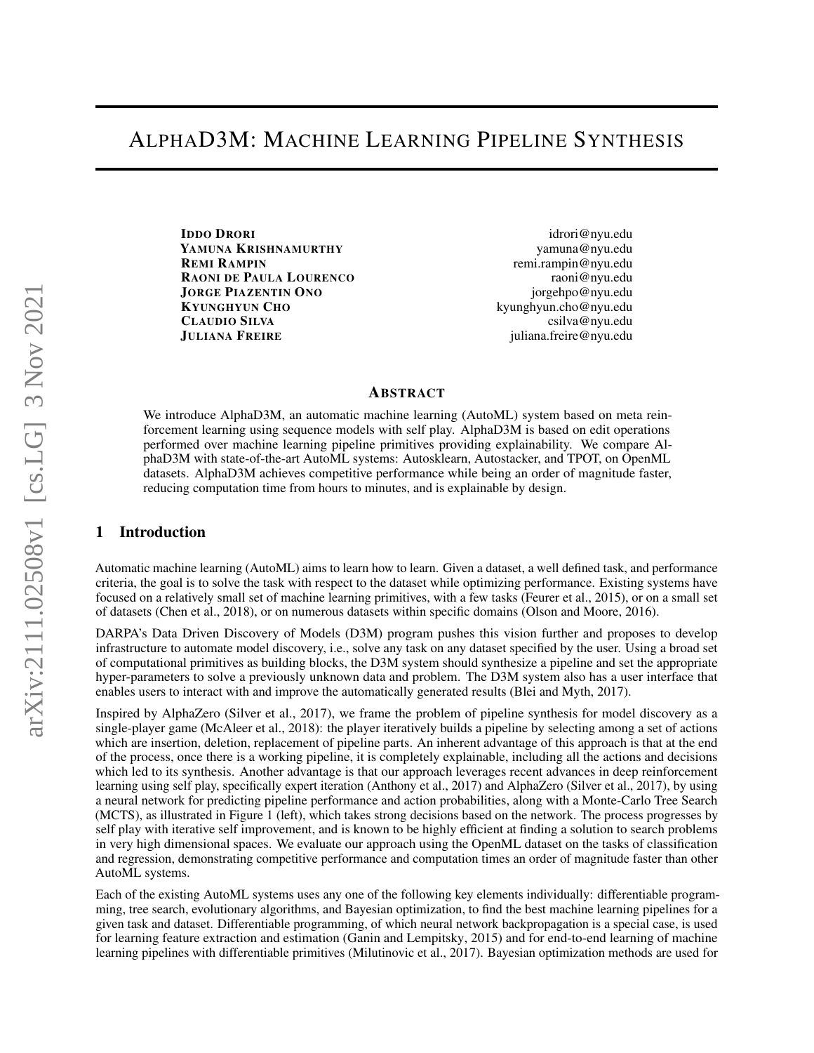# AlphaD3M: Machine Learning Pipeline Synthesis

**Iddo Drori** idrori@nyu.edu
**Yamuna Krishnamurthy** yamuna@nyu.edu
**Remi Rampin** remi.rampin@nyu.edu
**Raoni de Paula Lourenco** raoni@nyu.edu
**Jorge Piazentin Ono** jorgehpo@nyu.edu
**Kyunghyun Cho** kyunghyun.cho@nyu.edu
**Claudio Silva** csilva@nyu.edu
**Juliana Freire** juliana.freire@nyu.edu

## Abstract

We introduce AlphaD3M, an automatic machine learning (AutoML) system based on meta reinforcement learning using sequence models with self play. AlphaD3M is based on edit operations performed over machine learning pipeline primitives providing explainability. We compare AlphaD3M with state-of-the-art AutoML systems: Autosklearn, Autostacker, and TPOT, on OpenML datasets. AlphaD3M achieves competitive performance while being an order of magnitude faster, reducing computation time from hours to minutes, and is explainable by design.

## 1 Introduction

Automatic machine learning (AutoML) aims to learn how to learn. Given a dataset, a well defined task, and performance criteria, the goal is to solve the task with respect to the dataset while optimizing performance. Existing systems have focused on a relatively small set of machine learning primitives, with a few tasks (Feurer et al., 2015), or on a small set of datasets (Chen et al., 2018), or on numerous datasets within specific domains (Olson and Moore, 2016).

DARPA's Data Driven Discovery of Models (D3M) program pushes this vision further and proposes to develop infrastructure to automate model discovery, i.e., solve any task on any dataset specified by the user. Using a broad set of computational primitives as building blocks, the D3M system should synthesize a pipeline and set the appropriate hyper-parameters to solve a previously unknown data and problem. The D3M system also has a user interface that enables users to interact with and improve the automatically generated results (Blei and Myth, 2017).

Inspired by AlphaZero (Silver et al., 2017), we frame the problem of pipeline synthesis for model discovery as a single-player game (McAleer et al., 2018): the player iteratively builds a pipeline by selecting among a set of actions which are insertion, deletion, replacement of pipeline parts. An inherent advantage of this approach is that at the end of the process, once there is a working pipeline, it is completely explainable, including all the actions and decisions which led to its synthesis. Another advantage is that our approach leverages recent advances in deep reinforcement learning using self play, specifically expert iteration (Anthony et al., 2017) and AlphaZero (Silver et al., 2017), by using a neural network for predicting pipeline performance and action probabilities, along with a Monte-Carlo Tree Search (MCTS), as illustrated in Figure 1 (left), which takes strong decisions based on the network. The process progresses by self play with iterative self improvement, and is known to be highly efficient at finding a solution to search problems in very high dimensional spaces. We evaluate our approach using the OpenML dataset on the tasks of classification and regression, demonstrating competitive performance and computation times an order of magnitude faster than other AutoML systems.

Each of the existing AutoML systems uses any one of the following key elements individually: differentiable programming, tree search, evolutionary algorithms, and Bayesian optimization, to find the best machine learning pipelines for a given task and dataset. Differentiable programming, of which neural network backpropagation is a special case, is used for learning feature extraction and estimation (Ganin and Lempitsky, 2015) and for end-to-end learning of machine learning pipelines with differentiable primitives (Milutinovic et al., 2017). Bayesian optimization methods are used for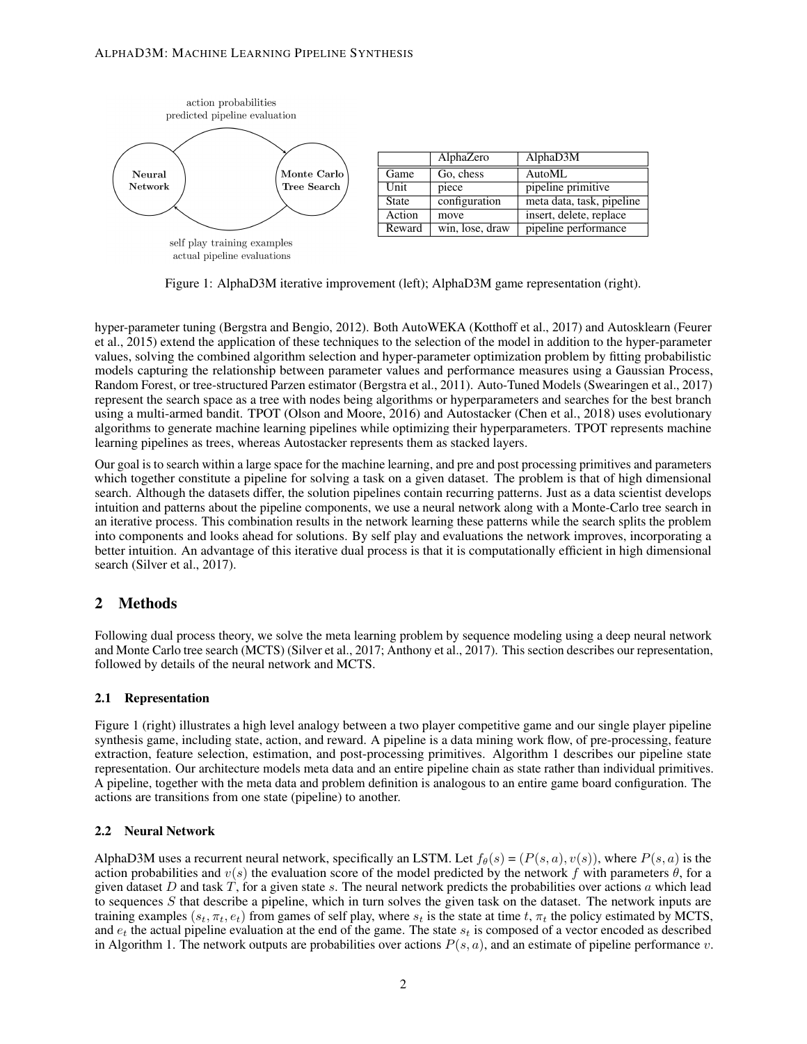| | AlphaZero | AlphaD3M |
|---|---|---|
| Game | Go, chess | AutoML |
| Unit | piece | pipeline primitive |
| State | configuration | meta data, task, pipeline |
| Action | move | insert, delete, replace |
| Reward | win, lose, draw | pipeline performance |

Figure 1: AlphaD3M iterative improvement (left); AlphaD3M game representation (right).

hyper-parameter tuning (Bergstra and Bengio, 2012). Both AutoWEKA (Kotthoff et al., 2017) and Autosklearn (Feurer et al., 2015) extend the application of these techniques to the selection of the model in addition to the hyper-parameter values, solving the combined algorithm selection and hyper-parameter optimization problem by fitting probabilistic models capturing the relationship between parameter values and performance measures using a Gaussian Process, Random Forest, or tree-structured Parzen estimator (Bergstra et al., 2011). Auto-Tuned Models (Swearingen et al., 2017) represent the search space as a tree with nodes being algorithms or hyperparameters and searches for the best branch using a multi-armed bandit. TPOT (Olson and Moore, 2016) and Autostacker (Chen et al., 2018) uses evolutionary algorithms to generate machine learning pipelines while optimizing their hyperparameters. TPOT represents machine learning pipelines as trees, whereas Autostacker represents them as stacked layers.

Our goal is to search within a large space for the machine learning, and pre and post processing primitives and parameters which together constitute a pipeline for solving a task on a given dataset. The problem is that of high dimensional search. Although the datasets differ, the solution pipelines contain recurring patterns. Just as a data scientist develops intuition and patterns about the pipeline components, we use a neural network along with a Monte-Carlo tree search in an iterative process. This combination results in the network learning these patterns while the search splits the problem into components and looks ahead for solutions. By self play and evaluations the network improves, incorporating a better intuition. An advantage of this iterative dual process is that it is computationally efficient in high dimensional search (Silver et al., 2017).

## 2 Methods

Following dual process theory, we solve the meta learning problem by sequence modeling using a deep neural network and Monte Carlo tree search (MCTS) (Silver et al., 2017; Anthony et al., 2017). This section describes our representation, followed by details of the neural network and MCTS.

### 2.1 Representation

Figure 1 (right) illustrates a high level analogy between a two player competitive game and our single player pipeline synthesis game, including state, action, and reward. A pipeline is a data mining work flow, of pre-processing, feature extraction, feature selection, estimation, and post-processing primitives. Algorithm 1 describes our pipeline state representation. Our architecture models meta data and an entire pipeline chain as state rather than individual primitives. A pipeline, together with the meta data and problem definition is analogous to an entire game board configuration. The actions are transitions from one state (pipeline) to another.

### 2.2 Neural Network

AlphaD3M uses a recurrent neural network, specifically an LSTM. Let $f_\theta(s) = (P(s, a), v(s))$, where $P(s, a)$ is the action probabilities and $v(s)$ the evaluation score of the model predicted by the network $f$ with parameters $\theta$, for a given dataset $D$ and task $T$, for a given state $s$. The neural network predicts the probabilities over actions $a$ which lead to sequences $S$ that describe a pipeline, which in turn solves the given task on the dataset. The network inputs are training examples $(s_t, \pi_t, e_t)$ from games of self play, where $s_t$ is the state at time $t$, $\pi_t$ the policy estimated by MCTS, and $e_t$ the actual pipeline evaluation at the end of the game. The state $s_t$ is composed of a vector encoded as described in Algorithm 1. The network outputs are probabilities over actions $P(s, a)$, and an estimate of pipeline performance $v$.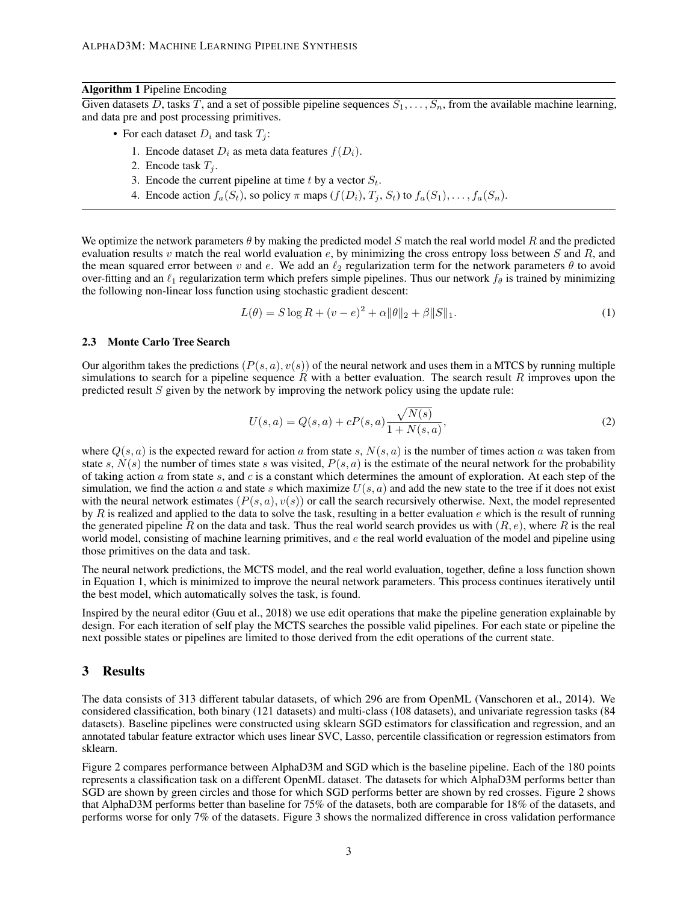**Algorithm 1** Pipeline Encoding

Given datasets $D$, tasks $T$, and a set of possible pipeline sequences $S_1, \ldots, S_n$, from the available machine learning, and data pre and post processing primitives.

- For each dataset $D_i$ and task $T_j$:
  1. Encode dataset $D_i$ as meta data features $f(D_i)$.
  2. Encode task $T_j$.
  3. Encode the current pipeline at time $t$ by a vector $S_t$.
  4. Encode action $f_a(S_t)$, so policy $\pi$ maps $(f(D_i), T_j, S_t)$ to $f_a(S_1), \ldots, f_a(S_n)$.

We optimize the network parameters $\theta$ by making the predicted model $S$ match the real world model $R$ and the predicted evaluation results $v$ match the real world evaluation $e$, by minimizing the cross entropy loss between $S$ and $R$, and the mean squared error between $v$ and $e$. We add an $\ell_2$ regularization term for the network parameters $\theta$ to avoid over-fitting and an $\ell_1$ regularization term which prefers simple pipelines. Thus our network $f_\theta$ is trained by minimizing the following non-linear loss function using stochastic gradient descent:

$$L(\theta) = S \log R + (v - e)^2 + \alpha \|\theta\|_2 + \beta \|S\|_1. \tag{1}$$

### 2.3 Monte Carlo Tree Search

Our algorithm takes the predictions $(P(s, a), v(s))$ of the neural network and uses them in a MTCS by running multiple simulations to search for a pipeline sequence $R$ with a better evaluation. The search result $R$ improves upon the predicted result $S$ given by the network by improving the network policy using the update rule:

$$U(s, a) = Q(s, a) + cP(s, a) \frac{\sqrt{N(s)}}{1 + N(s, a)}, \tag{2}$$

where $Q(s, a)$ is the expected reward for action $a$ from state $s$, $N(s, a)$ is the number of times action $a$ was taken from state $s$, $N(s)$ the number of times state $s$ was visited, $P(s, a)$ is the estimate of the neural network for the probability of taking action $a$ from state $s$, and $c$ is a constant which determines the amount of exploration. At each step of the simulation, we find the action $a$ and state $s$ which maximize $U(s, a)$ and add the new state to the tree if it does not exist with the neural network estimates $(P(s, a), v(s))$ or call the search recursively otherwise. Next, the model represented by $R$ is realized and applied to the data to solve the task, resulting in a better evaluation $e$ which is the result of running the generated pipeline $R$ on the data and task. Thus the real world search provides us with $(R, e)$, where $R$ is the real world model, consisting of machine learning primitives, and $e$ the real world evaluation of the model and pipeline using those primitives on the data and task.

The neural network predictions, the MCTS model, and the real world evaluation, together, define a loss function shown in Equation 1, which is minimized to improve the neural network parameters. This process continues iteratively until the best model, which automatically solves the task, is found.

Inspired by the neural editor (Guu et al., 2018) we use edit operations that make the pipeline generation explainable by design. For each iteration of self play the MCTS searches the possible valid pipelines. For each state or pipeline the next possible states or pipelines are limited to those derived from the edit operations of the current state.

## 3 Results

The data consists of 313 different tabular datasets, of which 296 are from OpenML (Vanschoren et al., 2014). We considered classification, both binary (121 datasets) and multi-class (108 datasets), and univariate regression tasks (84 datasets). Baseline pipelines were constructed using sklearn SGD estimators for classification and regression, and an annotated tabular feature extractor which uses linear SVC, Lasso, percentile classification or regression estimators from sklearn.

Figure 2 compares performance between AlphaD3M and SGD which is the baseline pipeline. Each of the 180 points represents a classification task on a different OpenML dataset. The datasets for which AlphaD3M performs better than SGD are shown by green circles and those for which SGD performs better are shown by red crosses. Figure 2 shows that AlphaD3M performs better than baseline for 75% of the datasets, both are comparable for 18% of the datasets, and performs worse for only 7% of the datasets. Figure 3 shows the normalized difference in cross validation performance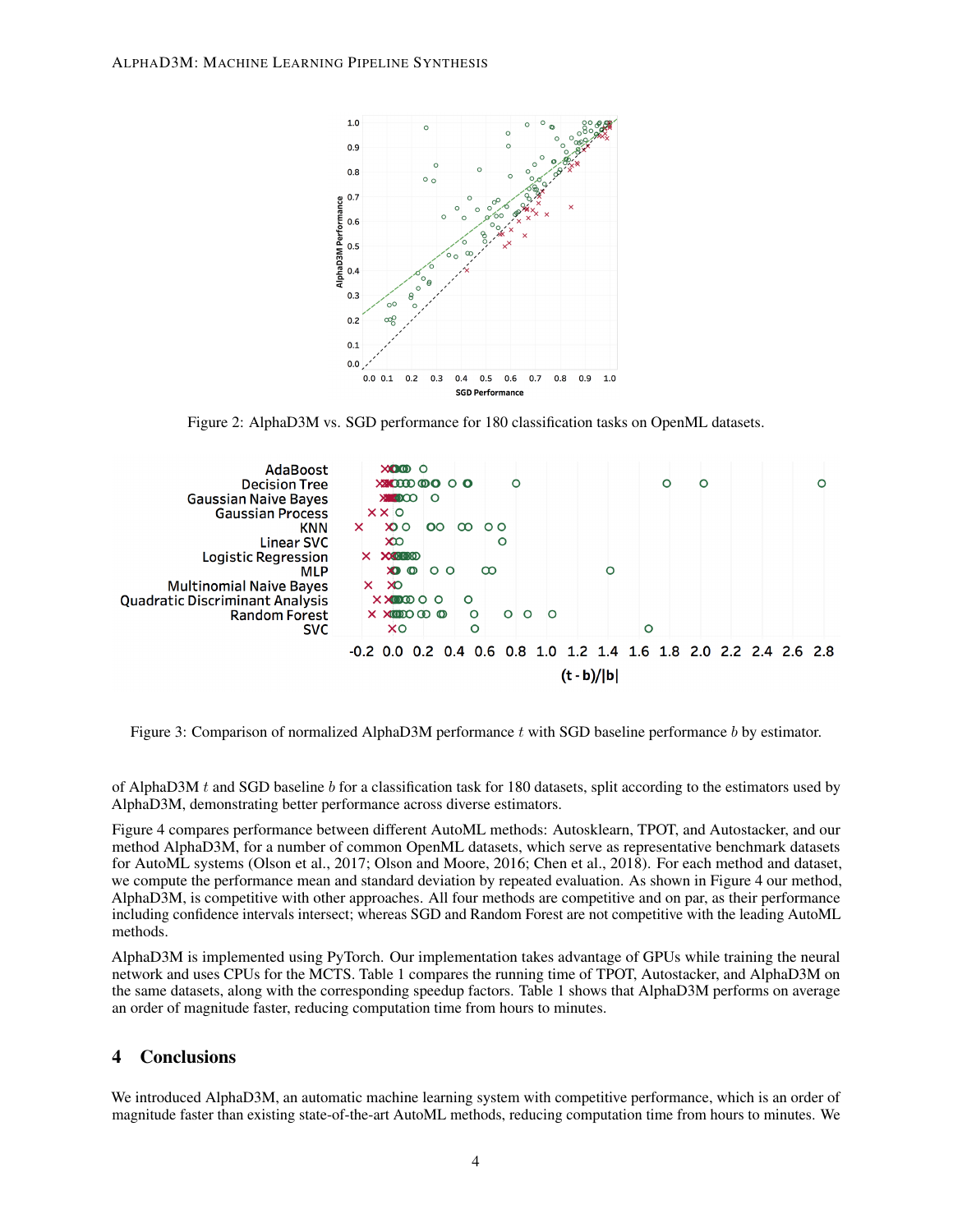Figure 2: AlphaD3M vs. SGD performance for 180 classification tasks on OpenML datasets.

Figure 3: Comparison of normalized AlphaD3M performance $t$ with SGD baseline performance $b$ by estimator.

of AlphaD3M $t$ and SGD baseline $b$ for a classification task for 180 datasets, split according to the estimators used by AlphaD3M, demonstrating better performance across diverse estimators.

Figure 4 compares performance between different AutoML methods: Autosklearn, TPOT, and Autostacker, and our method AlphaD3M, for a number of common OpenML datasets, which serve as representative benchmark datasets for AutoML systems (Olson et al., 2017; Olson and Moore, 2016; Chen et al., 2018). For each method and dataset, we compute the performance mean and standard deviation by repeated evaluation. As shown in Figure 4 our method, AlphaD3M, is competitive with other approaches. All four methods are competitive and on par, as their performance including confidence intervals intersect; whereas SGD and Random Forest are not competitive with the leading AutoML methods.

AlphaD3M is implemented using PyTorch. Our implementation takes advantage of GPUs while training the neural network and uses CPUs for the MCTS. Table 1 compares the running time of TPOT, Autostacker, and AlphaD3M on the same datasets, along with the corresponding speedup factors. Table 1 shows that AlphaD3M performs on average an order of magnitude faster, reducing computation time from hours to minutes.

## 4 Conclusions

We introduced AlphaD3M, an automatic machine learning system with competitive performance, which is an order of magnitude faster than existing state-of-the-art AutoML methods, reducing computation time from hours to minutes. We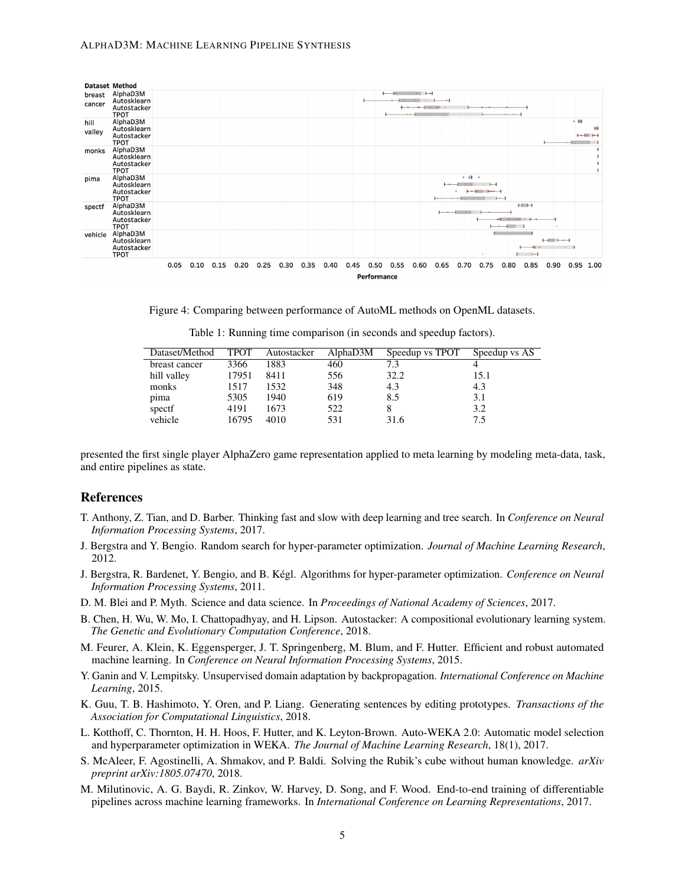Figure 4: Comparing between performance of AutoML methods on OpenML datasets.

Table 1: Running time comparison (in seconds and speedup factors).

| Dataset/Method | TPOT | Autostacker | AlphaD3M | Speedup vs TPOT | Speedup vs AS |
|---|---|---|---|---|---|
| breast cancer | 3366 | 1883 | 460 | 7.3 | 4 |
| hill valley | 17951 | 8411 | 556 | 32.2 | 15.1 |
| monks | 1517 | 1532 | 348 | 4.3 | 4.3 |
| pima | 5305 | 1940 | 619 | 8.5 | 3.1 |
| spectf | 4191 | 1673 | 522 | 8 | 3.2 |
| vehicle | 16795 | 4010 | 531 | 31.6 | 7.5 |

presented the first single player AlphaZero game representation applied to meta learning by modeling meta-data, task, and entire pipelines as state.

## References

T. Anthony, Z. Tian, and D. Barber. Thinking fast and slow with deep learning and tree search. In *Conference on Neural Information Processing Systems*, 2017.

J. Bergstra and Y. Bengio. Random search for hyper-parameter optimization. *Journal of Machine Learning Research*, 2012.

J. Bergstra, R. Bardenet, Y. Bengio, and B. Kégl. Algorithms for hyper-parameter optimization. *Conference on Neural Information Processing Systems*, 2011.

D. M. Blei and P. Myth. Science and data science. In *Proceedings of National Academy of Sciences*, 2017.

B. Chen, H. Wu, W. Mo, I. Chattopadhyay, and H. Lipson. Autostacker: A compositional evolutionary learning system. *The Genetic and Evolutionary Computation Conference*, 2018.

M. Feurer, A. Klein, K. Eggensperger, J. T. Springenberg, M. Blum, and F. Hutter. Efficient and robust automated machine learning. In *Conference on Neural Information Processing Systems*, 2015.

Y. Ganin and V. Lempitsky. Unsupervised domain adaptation by backpropagation. *International Conference on Machine Learning*, 2015.

K. Guu, T. B. Hashimoto, Y. Oren, and P. Liang. Generating sentences by editing prototypes. *Transactions of the Association for Computational Linguistics*, 2018.

L. Kotthoff, C. Thornton, H. H. Hoos, F. Hutter, and K. Leyton-Brown. Auto-WEKA 2.0: Automatic model selection and hyperparameter optimization in WEKA. *The Journal of Machine Learning Research*, 18(1), 2017.

S. McAleer, F. Agostinelli, A. Shmakov, and P. Baldi. Solving the Rubik's cube without human knowledge. *arXiv preprint arXiv:1805.07470*, 2018.

M. Milutinovic, A. G. Baydi, R. Zinkov, W. Harvey, D. Song, and F. Wood. End-to-end training of differentiable pipelines across machine learning frameworks. In *International Conference on Learning Representations*, 2017.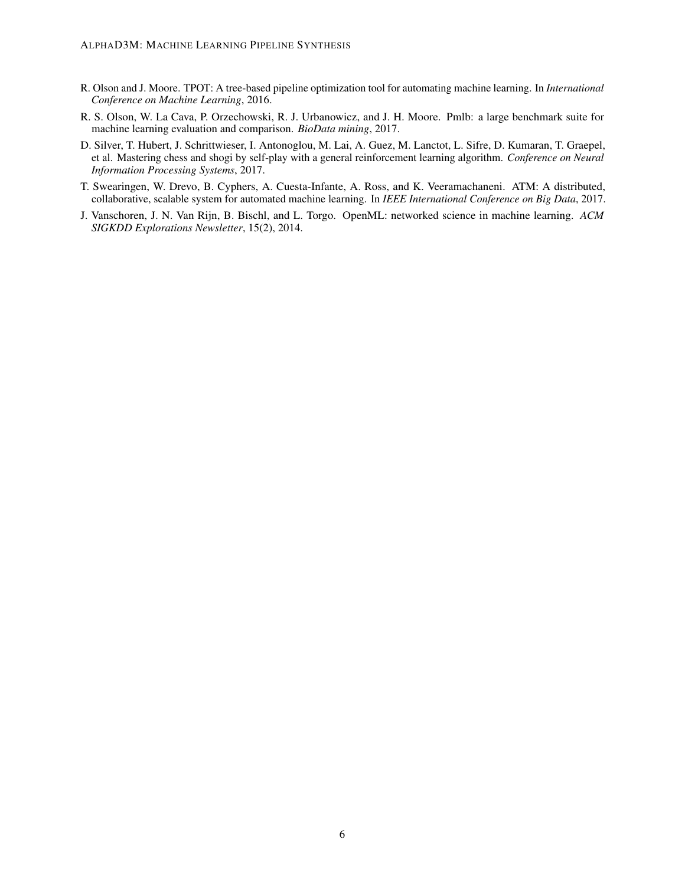R. Olson and J. Moore. TPOT: A tree-based pipeline optimization tool for automating machine learning. In *International Conference on Machine Learning*, 2016.

R. S. Olson, W. La Cava, P. Orzechowski, R. J. Urbanowicz, and J. H. Moore. Pmlb: a large benchmark suite for machine learning evaluation and comparison. *BioData mining*, 2017.

D. Silver, T. Hubert, J. Schrittwieser, I. Antonoglou, M. Lai, A. Guez, M. Lanctot, L. Sifre, D. Kumaran, T. Graepel, et al. Mastering chess and shogi by self-play with a general reinforcement learning algorithm. *Conference on Neural Information Processing Systems*, 2017.

T. Swearingen, W. Drevo, B. Cyphers, A. Cuesta-Infante, A. Ross, and K. Veeramachaneni. ATM: A distributed, collaborative, scalable system for automated machine learning. In *IEEE International Conference on Big Data*, 2017.

J. Vanschoren, J. N. Van Rijn, B. Bischl, and L. Torgo. OpenML: networked science in machine learning. *ACM SIGKDD Explorations Newsletter*, 15(2), 2014.